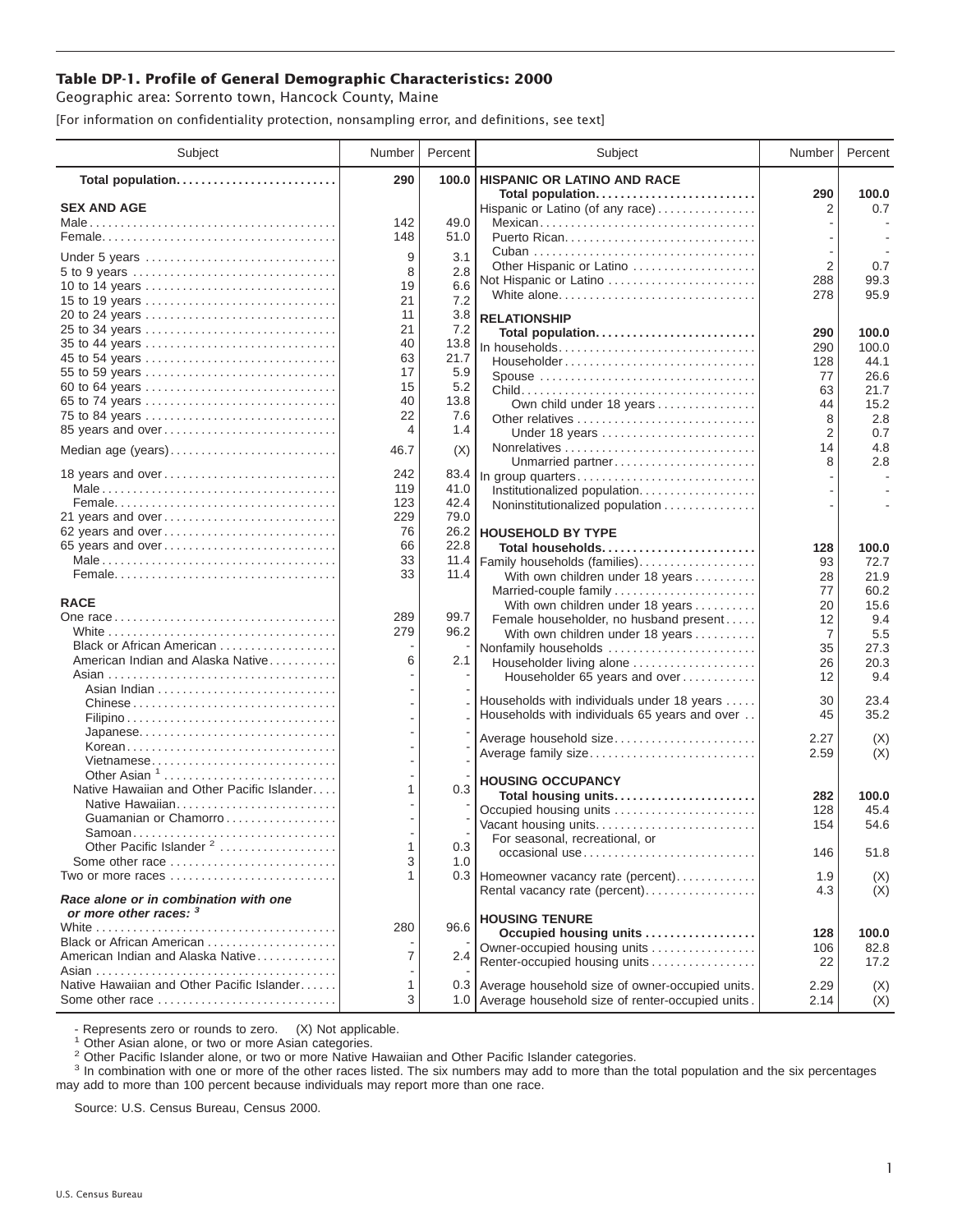## Table DP-1. Profile of General Demographic Characteristics: 2000

Geographic area: Sorrento town, Hancock County, Maine

[For information on confidentiality protection, nonsampling error, and definitions, see text]

| Subject | Number | Percent |
|---|---|---|
| **Total population** | **290** | **100.0** |
| **SEX AND AGE** | | |
| Male | 142 | 49.0 |
| Female | 148 | 51.0 |
| Under 5 years | 9 | 3.1 |
| 5 to 9 years | 8 | 2.8 |
| 10 to 14 years | 19 | 6.6 |
| 15 to 19 years | 21 | 7.2 |
| 20 to 24 years | 11 | 3.8 |
| 25 to 34 years | 21 | 7.2 |
| 35 to 44 years | 40 | 13.8 |
| 45 to 54 years | 63 | 21.7 |
| 55 to 59 years | 17 | 5.9 |
| 60 to 64 years | 15 | 5.2 |
| 65 to 74 years | 40 | 13.8 |
| 75 to 84 years | 22 | 7.6 |
| 85 years and over | 4 | 1.4 |
| Median age (years) | 46.7 | (X) |
| 18 years and over | 242 | 83.4 |
| Male | 119 | 41.0 |
| Female | 123 | 42.4 |
| 21 years and over | 229 | 79.0 |
| 62 years and over | 76 | 26.2 |
| 65 years and over | 66 | 22.8 |
| Male | 33 | 11.4 |
| Female | 33 | 11.4 |
| **RACE** | | |
| One race | 289 | 99.7 |
| White | 279 | 96.2 |
| Black or African American | - | - |
| American Indian and Alaska Native | 6 | 2.1 |
| Asian | - | - |
| Asian Indian | - | - |
| Chinese | - | - |
| Filipino | - | - |
| Japanese | - | - |
| Korean | - | - |
| Vietnamese | - | - |
| Other Asian [1] | - | - |
| Native Hawaiian and Other Pacific Islander | 1 | 0.3 |
| Native Hawaiian | - | - |
| Guamanian or Chamorro | - | - |
| Samoan | - | - |
| Other Pacific Islander [2] | 1 | 0.3 |
| Some other race | 3 | 1.0 |
| Two or more races | 1 | 0.3 |
| ***Race alone or in combination with one or more other races:*** [3] | | |
| White | 280 | 96.6 |
| Black or African American | - | - |
| American Indian and Alaska Native | 7 | 2.4 |
| Asian | - | - |
| Native Hawaiian and Other Pacific Islander | 1 | 0.3 |
| Some other race | 3 | 1.0 |
| **HISPANIC OR LATINO AND RACE** | | |
| **Total population** | **290** | **100.0** |
| Hispanic or Latino (of any race) | 2 | 0.7 |
| Mexican | - | - |
| Puerto Rican | - | - |
| Cuban | - | - |
| Other Hispanic or Latino | 2 | 0.7 |
| Not Hispanic or Latino | 288 | 99.3 |
| White alone | 278 | 95.9 |
| **RELATIONSHIP** | | |
| **Total population** | **290** | **100.0** |
| In households | 290 | 100.0 |
| Householder | 128 | 44.1 |
| Spouse | 77 | 26.6 |
| Child | 63 | 21.7 |
| Own child under 18 years | 44 | 15.2 |
| Other relatives | 8 | 2.8 |
| Under 18 years | 2 | 0.7 |
| Nonrelatives | 14 | 4.8 |
| Unmarried partner | 8 | 2.8 |
| In group quarters | - | - |
| Institutionalized population | - | - |
| Noninstitutionalized population | - | - |
| **HOUSEHOLD BY TYPE** | | |
| **Total households** | **128** | **100.0** |
| Family households (families) | 93 | 72.7 |
| With own children under 18 years | 28 | 21.9 |
| Married-couple family | 77 | 60.2 |
| With own children under 18 years | 20 | 15.6 |
| Female householder, no husband present | 12 | 9.4 |
| With own children under 18 years | 7 | 5.5 |
| Nonfamily households | 35 | 27.3 |
| Householder living alone | 26 | 20.3 |
| Householder 65 years and over | 12 | 9.4 |
| Households with individuals under 18 years | 30 | 23.4 |
| Households with individuals 65 years and over | 45 | 35.2 |
| Average household size | 2.27 | (X) |
| Average family size | 2.59 | (X) |
| **HOUSING OCCUPANCY** | | |
| **Total housing units** | **282** | **100.0** |
| Occupied housing units | 128 | 45.4 |
| Vacant housing units | 154 | 54.6 |
| For seasonal, recreational, or occasional use | 146 | 51.8 |
| Homeowner vacancy rate (percent) | 1.9 | (X) |
| Rental vacancy rate (percent) | 4.3 | (X) |
| **HOUSING TENURE** | | |
| **Occupied housing units** | **128** | **100.0** |
| Owner-occupied housing units | 106 | 82.8 |
| Renter-occupied housing units | 22 | 17.2 |
| Average household size of owner-occupied units | 2.29 | (X) |
| Average household size of renter-occupied units | 2.14 | (X) |

- Represents zero or rounds to zero. (X) Not applicable.

[1] Other Asian alone, or two or more Asian categories.

[2] Other Pacific Islander alone, or two or more Native Hawaiian and Other Pacific Islander categories.

[3] In combination with one or more of the other races listed. The six numbers may add to more than the total population and the six percentages may add to more than 100 percent because individuals may report more than one race.

Source: U.S. Census Bureau, Census 2000.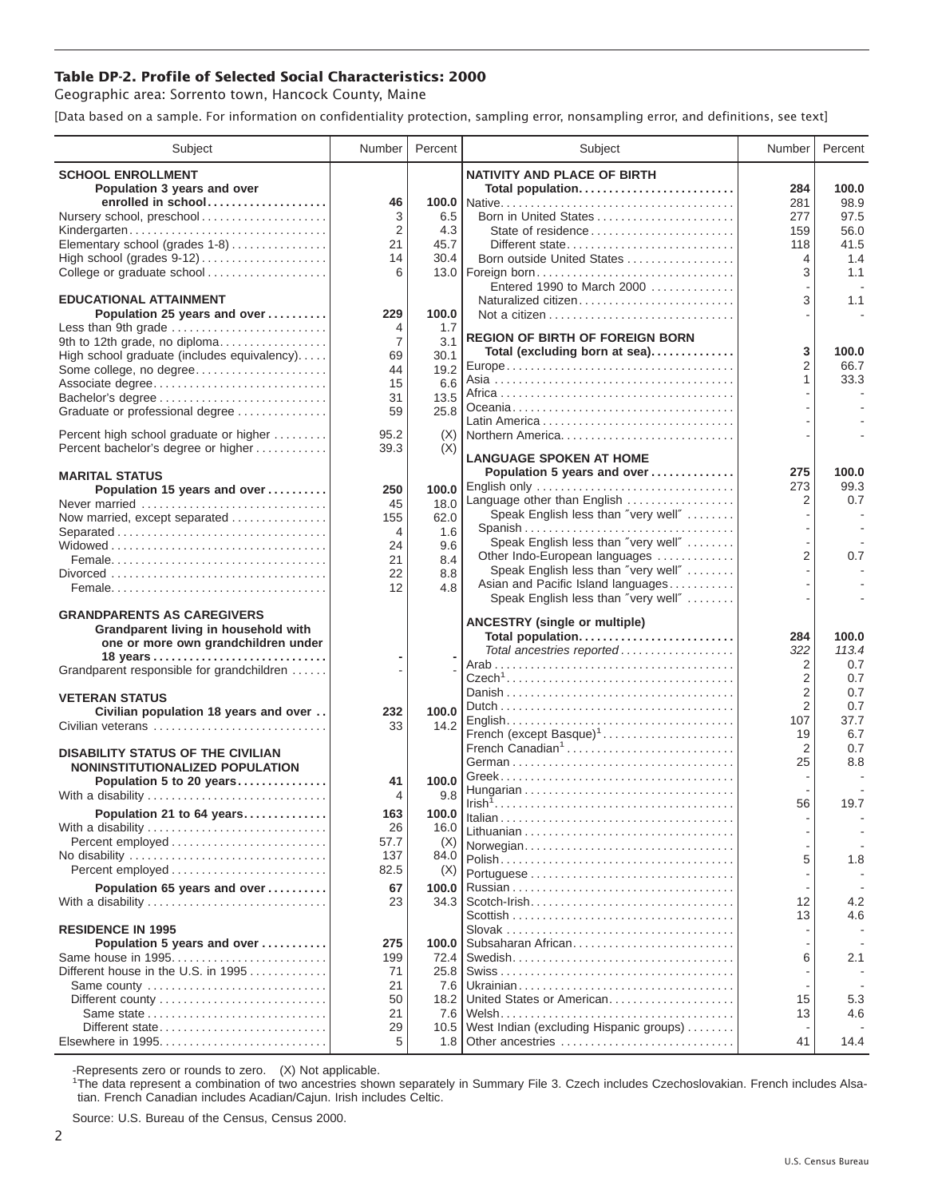# Table DP-2. Profile of Selected Social Characteristics: 2000

Geographic area: Sorrento town, Hancock County, Maine

[Data based on a sample. For information on confidentiality protection, sampling error, nonsampling error, and definitions, see text]

| Subject | Number | Percent |
|---|---|---|
| **SCHOOL ENROLLMENT** | | |
| **Population 3 years and over enrolled in school** | **46** | **100.0** |
| Nursery school, preschool | 3 | 6.5 |
| Kindergarten | 2 | 4.3 |
| Elementary school (grades 1-8) | 21 | 45.7 |
| High school (grades 9-12) | 14 | 30.4 |
| College or graduate school | 6 | 13.0 |
| **EDUCATIONAL ATTAINMENT** | | |
| **Population 25 years and over** | **229** | **100.0** |
| Less than 9th grade | 4 | 1.7 |
| 9th to 12th grade, no diploma | 7 | 3.1 |
| High school graduate (includes equivalency) | 69 | 30.1 |
| Some college, no degree | 44 | 19.2 |
| Associate degree | 15 | 6.6 |
| Bachelor's degree | 31 | 13.5 |
| Graduate or professional degree | 59 | 25.8 |
| Percent high school graduate or higher | 95.2 | (X) |
| Percent bachelor's degree or higher | 39.3 | (X) |
| **MARITAL STATUS** | | |
| **Population 15 years and over** | **250** | **100.0** |
| Never married | 45 | 18.0 |
| Now married, except separated | 155 | 62.0 |
| Separated | 4 | 1.6 |
| Widowed | 24 | 9.6 |
| Female | 21 | 8.4 |
| Divorced | 22 | 8.8 |
| Female | 12 | 4.8 |
| **GRANDPARENTS AS CAREGIVERS** | | |
| **Grandparent living in household with one or more own grandchildren under 18 years** | **-** | **-** |
| Grandparent responsible for grandchildren | - | - |
| **VETERAN STATUS** | | |
| **Civilian population 18 years and over** | **232** | **100.0** |
| Civilian veterans | 33 | 14.2 |
| **DISABILITY STATUS OF THE CIVILIAN NONINSTITUTIONALIZED POPULATION** | | |
| **Population 5 to 20 years** | **41** | **100.0** |
| With a disability | 4 | 9.8 |
| **Population 21 to 64 years** | **163** | **100.0** |
| With a disability | 26 | 16.0 |
| Percent employed | 57.7 | (X) |
| No disability | 137 | 84.0 |
| Percent employed | 82.5 | (X) |
| **Population 65 years and over** | **67** | **100.0** |
| With a disability | 23 | 34.3 |
| **RESIDENCE IN 1995** | | |
| **Population 5 years and over** | **275** | **100.0** |
| Same house in 1995 | 199 | 72.4 |
| Different house in the U.S. in 1995 | 71 | 25.8 |
| Same county | 21 | 7.6 |
| Different county | 50 | 18.2 |
| Same state | 21 | 7.6 |
| Different state | 29 | 10.5 |
| Elsewhere in 1995 | 5 | 1.8 |

| Subject | Number | Percent |
|---|---|---|
| **NATIVITY AND PLACE OF BIRTH** | | |
| **Total population** | **284** | **100.0** |
| Native | 281 | 98.9 |
| Born in United States | 277 | 97.5 |
| State of residence | 159 | 56.0 |
| Different state | 118 | 41.5 |
| Born outside United States | 4 | 1.4 |
| Foreign born | 3 | 1.1 |
| Entered 1990 to March 2000 | - | - |
| Naturalized citizen | 3 | 1.1 |
| Not a citizen | - | - |
| **REGION OF BIRTH OF FOREIGN BORN** | | |
| **Total (excluding born at sea)** | **3** | **100.0** |
| Europe | 2 | 66.7 |
| Asia | 1 | 33.3 |
| Africa | - | - |
| Oceania | - | - |
| Latin America | - | - |
| Northern America | - | - |
| **LANGUAGE SPOKEN AT HOME** | | |
| **Population 5 years and over** | **275** | **100.0** |
| English only | 273 | 99.3 |
| Language other than English | 2 | 0.7 |
| Speak English less than "very well" | - | - |
| Spanish | - | - |
| Speak English less than "very well" | - | - |
| Other Indo-European languages | 2 | 0.7 |
| Speak English less than "very well" | - | - |
| Asian and Pacific Island languages | - | - |
| Speak English less than "very well" | - | - |
| **ANCESTRY (single or multiple)** | | |
| **Total population** | **284** | **100.0** |
| *Total ancestries reported* | *322* | *113.4* |
| Arab | 2 | 0.7 |
| Czech[1] | 2 | 0.7 |
| Danish | 2 | 0.7 |
| Dutch | 2 | 0.7 |
| English | 107 | 37.7 |
| French (except Basque)[1] | 19 | 6.7 |
| French Canadian[1] | 2 | 0.7 |
| German | 25 | 8.8 |
| Greek | - | - |
| Hungarian | - | - |
| Irish[1] | 56 | 19.7 |
| Italian | - | - |
| Lithuanian | - | - |
| Norwegian | - | - |
| Polish | 5 | 1.8 |
| Portuguese | - | - |
| Russian | - | - |
| Scotch-Irish | 12 | 4.2 |
| Scottish | 13 | 4.6 |
| Slovak | - | - |
| Subsaharan African | - | - |
| Swedish | 6 | 2.1 |
| Swiss | - | - |
| Ukrainian | - | - |
| United States or American | 15 | 5.3 |
| Welsh | 13 | 4.6 |
| West Indian (excluding Hispanic groups) | - | - |
| Other ancestries | 41 | 14.4 |

-Represents zero or rounds to zero. (X) Not applicable.

[1]The data represent a combination of two ancestries shown separately in Summary File 3. Czech includes Czechoslovakian. French includes Alsatian. French Canadian includes Acadian/Cajun. Irish includes Celtic.

Source: U.S. Bureau of the Census, Census 2000.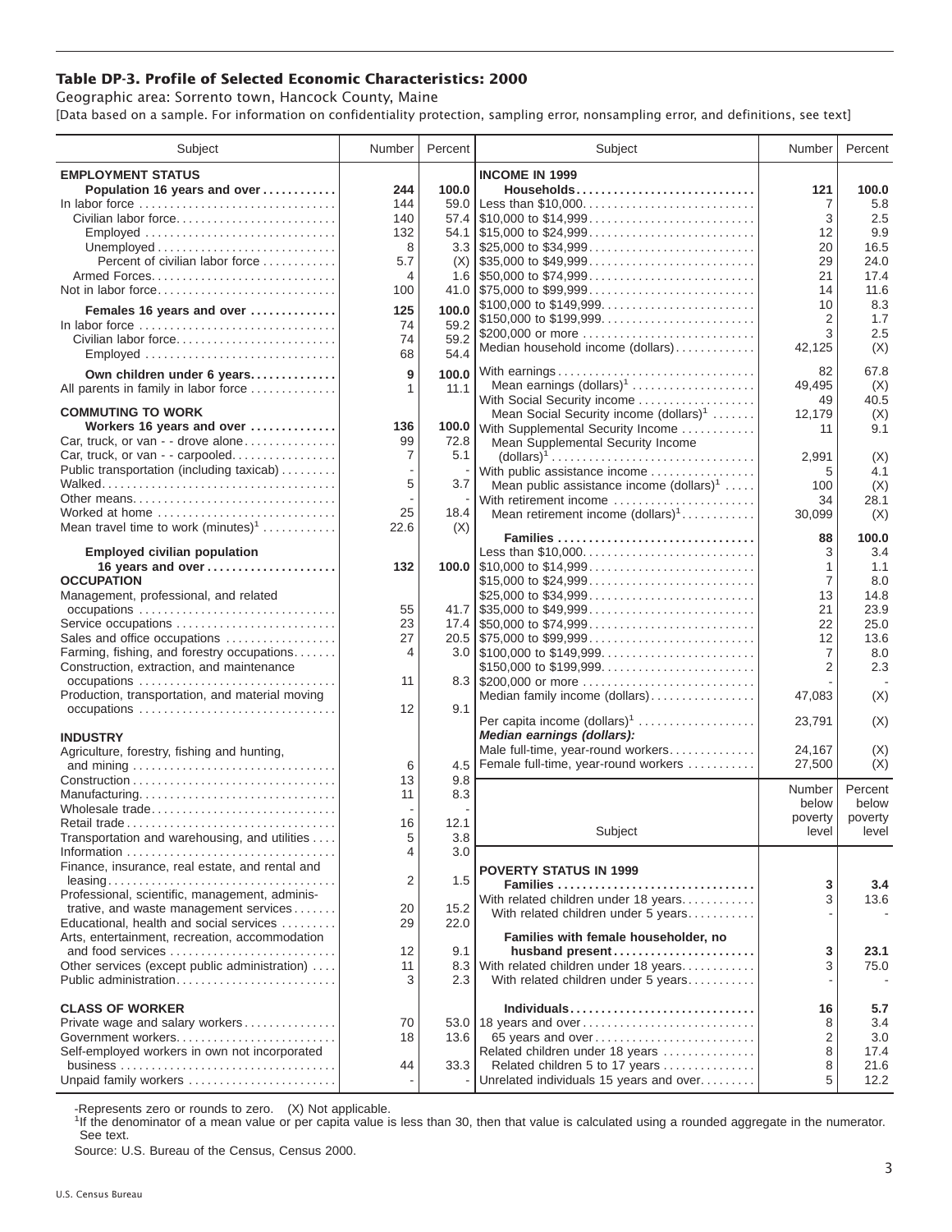# Table DP-3. Profile of Selected Economic Characteristics: 2000

Geographic area: Sorrento town, Hancock County, Maine

[Data based on a sample. For information on confidentiality protection, sampling error, nonsampling error, and definitions, see text]

| Subject | Number | Percent |
|---|---|---|
| **EMPLOYMENT STATUS** | | |
| **Population 16 years and over** | **244** | **100.0** |
| In labor force | 144 | 59.0 |
| Civilian labor force | 140 | 57.4 |
| Employed | 132 | 54.1 |
| Unemployed | 8 | 3.3 |
| Percent of civilian labor force | 5.7 | (X) |
| Armed Forces | 4 | 1.6 |
| Not in labor force | 100 | 41.0 |
| **Females 16 years and over** | **125** | **100.0** |
| In labor force | 74 | 59.2 |
| Civilian labor force | 74 | 59.2 |
| Employed | 68 | 54.4 |
| **Own children under 6 years** | **9** | **100.0** |
| All parents in family in labor force | 1 | 11.1 |
| **COMMUTING TO WORK** | | |
| **Workers 16 years and over** | **136** | **100.0** |
| Car, truck, or van - - drove alone | 99 | 72.8 |
| Car, truck, or van - - carpooled | 7 | 5.1 |
| Public transportation (including taxicab) | - | - |
| Walked | 5 | 3.7 |
| Other means | - | - |
| Worked at home | 25 | 18.4 |
| Mean travel time to work (minutes)[1] | 22.6 | (X) |
| **Employed civilian population 16 years and over** | **132** | **100.0** |
| **OCCUPATION** | | |
| Management, professional, and related occupations | 55 | 41.7 |
| Service occupations | 23 | 17.4 |
| Sales and office occupations | 27 | 20.5 |
| Farming, fishing, and forestry occupations | 4 | 3.0 |
| Construction, extraction, and maintenance occupations | 11 | 8.3 |
| Production, transportation, and material moving occupations | 12 | 9.1 |
| **INDUSTRY** | | |
| Agriculture, forestry, fishing and hunting, and mining | 6 | 4.5 |
| Construction | 13 | 9.8 |
| Manufacturing | 11 | 8.3 |
| Wholesale trade | - | - |
| Retail trade | 16 | 12.1 |
| Transportation and warehousing, and utilities | 5 | 3.8 |
| Information | 4 | 3.0 |
| Finance, insurance, real estate, and rental and leasing | 2 | 1.5 |
| Professional, scientific, management, administrative, and waste management services | 20 | 15.2 |
| Educational, health and social services | 29 | 22.0 |
| Arts, entertainment, recreation, accommodation and food services | 12 | 9.1 |
| Other services (except public administration) | 11 | 8.3 |
| Public administration | 3 | 2.3 |
| **CLASS OF WORKER** | | |
| Private wage and salary workers | 70 | 53.0 |
| Government workers | 18 | 13.6 |
| Self-employed workers in own not incorporated business | 44 | 33.3 |
| Unpaid family workers | - | - |

| Subject | Number | Percent |
|---|---|---|
| **INCOME IN 1999** | | |
| **Households** | **121** | **100.0** |
| Less than $10,000 | 7 | 5.8 |
| $10,000 to $14,999 | 3 | 2.5 |
| $15,000 to $24,999 | 12 | 9.9 |
| $25,000 to $34,999 | 20 | 16.5 |
| $35,000 to $49,999 | 29 | 24.0 |
| $50,000 to $74,999 | 21 | 17.4 |
| $75,000 to $99,999 | 14 | 11.6 |
| $100,000 to $149,999 | 10 | 8.3 |
| $150,000 to $199,999 | 2 | 1.7 |
| $200,000 or more | 3 | 2.5 |
| Median household income (dollars) | 42,125 | (X) |
| With earnings | 82 | 67.8 |
| Mean earnings (dollars)[1] | 49,495 | (X) |
| With Social Security income | 49 | 40.5 |
| Mean Social Security income (dollars)[1] | 12,179 | (X) |
| With Supplemental Security Income | 11 | 9.1 |
| Mean Supplemental Security Income (dollars)[1] | 2,991 | (X) |
| With public assistance income | 5 | 4.1 |
| Mean public assistance income (dollars)[1] | 100 | (X) |
| With retirement income | 34 | 28.1 |
| Mean retirement income (dollars)[1] | 30,099 | (X) |
| **Families** | **88** | **100.0** |
| Less than $10,000 | 3 | 3.4 |
| $10,000 to $14,999 | 1 | 1.1 |
| $15,000 to $24,999 | 7 | 8.0 |
| $25,000 to $34,999 | 13 | 14.8 |
| $35,000 to $49,999 | 21 | 23.9 |
| $50,000 to $74,999 | 22 | 25.0 |
| $75,000 to $99,999 | 12 | 13.6 |
| $100,000 to $149,999 | 7 | 8.0 |
| $150,000 to $199,999 | 2 | 2.3 |
| $200,000 or more | - | - |
| Median family income (dollars) | 47,083 | (X) |
| Per capita income (dollars)[1] | 23,791 | (X) |
| ***Median earnings (dollars):*** | | |
| Male full-time, year-round workers | 24,167 | (X) |
| Female full-time, year-round workers | 27,500 | (X) |

| Subject | Number below poverty level | Percent below poverty level |
|---|---|---|
| **POVERTY STATUS IN 1999** | | |
| **Families** | **3** | **3.4** |
| With related children under 18 years | 3 | 13.6 |
| With related children under 5 years | - | - |
| **Families with female householder, no husband present** | **3** | **23.1** |
| With related children under 18 years | 3 | 75.0 |
| With related children under 5 years | - | - |
| **Individuals** | **16** | **5.7** |
| 18 years and over | 8 | 3.4 |
| 65 years and over | 2 | 3.0 |
| Related children under 18 years | 8 | 17.4 |
| Related children 5 to 17 years | 8 | 21.6 |
| Unrelated individuals 15 years and over | 5 | 12.2 |

-Represents zero or rounds to zero. (X) Not applicable.

[1]If the denominator of a mean value or per capita value is less than 30, then that value is calculated using a rounded aggregate in the numerator. See text.

Source: U.S. Bureau of the Census, Census 2000.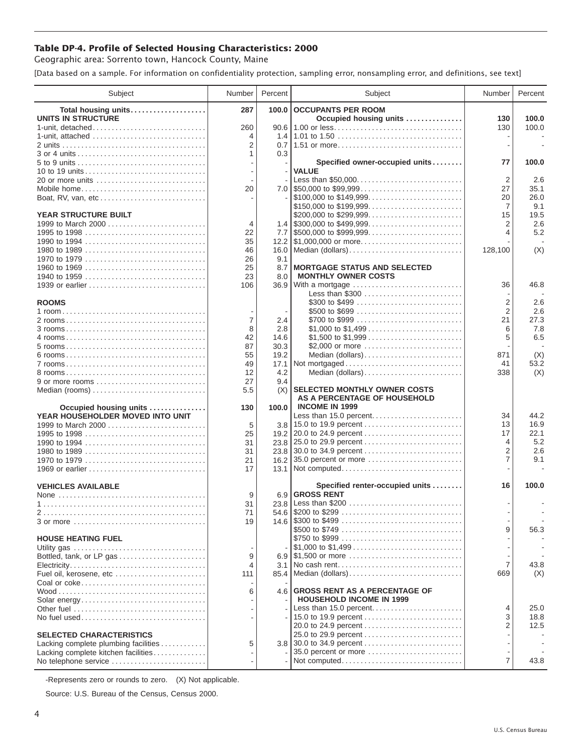# Table DP-4. Profile of Selected Housing Characteristics: 2000

Geographic area: Sorrento town, Hancock County, Maine

[Data based on a sample. For information on confidentiality protection, sampling error, nonsampling error, and definitions, see text]

| Subject | Number | Percent |
|---|---|---|
| **Total housing units** | **287** | **100.0** |
| **UNITS IN STRUCTURE** | | |
| 1-unit, detached | 260 | 90.6 |
| 1-unit, attached | 4 | 1.4 |
| 2 units | 2 | 0.7 |
| 3 or 4 units | 1 | 0.3 |
| 5 to 9 units | - | - |
| 10 to 19 units | - | - |
| 20 or more units | - | - |
| Mobile home | 20 | 7.0 |
| Boat, RV, van, etc | - | - |
| | | |
| **YEAR STRUCTURE BUILT** | | |
| 1999 to March 2000 | 4 | 1.4 |
| 1995 to 1998 | 22 | 7.7 |
| 1990 to 1994 | 35 | 12.2 |
| 1980 to 1989 | 46 | 16.0 |
| 1970 to 1979 | 26 | 9.1 |
| 1960 to 1969 | 25 | 8.7 |
| 1940 to 1959 | 23 | 8.0 |
| 1939 or earlier | 106 | 36.9 |
| | | |
| **ROOMS** | | |
| 1 room | - | - |
| 2 rooms | 7 | 2.4 |
| 3 rooms | 8 | 2.8 |
| 4 rooms | 42 | 14.6 |
| 5 rooms | 87 | 30.3 |
| 6 rooms | 55 | 19.2 |
| 7 rooms | 49 | 17.1 |
| 8 rooms | 12 | 4.2 |
| 9 or more rooms | 27 | 9.4 |
| Median (rooms) | 5.5 | (X) |
| | | |
| **Occupied housing units** | **130** | **100.0** |
| **YEAR HOUSEHOLDER MOVED INTO UNIT** | | |
| 1999 to March 2000 | 5 | 3.8 |
| 1995 to 1998 | 25 | 19.2 |
| 1990 to 1994 | 31 | 23.8 |
| 1980 to 1989 | 31 | 23.8 |
| 1970 to 1979 | 21 | 16.2 |
| 1969 or earlier | 17 | 13.1 |
| | | |
| **VEHICLES AVAILABLE** | | |
| None | 9 | 6.9 |
| 1 | 31 | 23.8 |
| 2 | 71 | 54.6 |
| 3 or more | 19 | 14.6 |
| | | |
| **HOUSE HEATING FUEL** | | |
| Utility gas | - | - |
| Bottled, tank, or LP gas | 9 | 6.9 |
| Electricity | 4 | 3.1 |
| Fuel oil, kerosene, etc | 111 | 85.4 |
| Coal or coke | - | - |
| Wood | 6 | 4.6 |
| Solar energy | - | - |
| Other fuel | - | - |
| No fuel used | - | - |
| | | |
| **SELECTED CHARACTERISTICS** | | |
| Lacking complete plumbing facilities | 5 | 3.8 |
| Lacking complete kitchen facilities | - | - |
| No telephone service | - | - |

| Subject | Number | Percent |
|---|---|---|
| **OCCUPANTS PER ROOM** | | |
| **Occupied housing units** | **130** | **100.0** |
| 1.00 or less | 130 | 100.0 |
| 1.01 to 1.50 | - | - |
| 1.51 or more | - | - |
| | | |
| **Specified owner-occupied units** | **77** | **100.0** |
| **VALUE** | | |
| Less than $50,000 | 2 | 2.6 |
| $50,000 to $99,999 | 27 | 35.1 |
| $100,000 to $149,999 | 20 | 26.0 |
| $150,000 to $199,999 | 7 | 9.1 |
| $200,000 to $299,999 | 15 | 19.5 |
| $300,000 to $499,999 | 2 | 2.6 |
| $500,000 to $999,999 | 4 | 5.2 |
| $1,000,000 or more | - | - |
| Median (dollars) | 128,100 | (X) |
| | | |
| **MORTGAGE STATUS AND SELECTED MONTHLY OWNER COSTS** | | |
| With a mortgage | 36 | 46.8 |
| Less than $300 | - | - |
| $300 to $499 | 2 | 2.6 |
| $500 to $699 | 2 | 2.6 |
| $700 to $999 | 21 | 27.3 |
| $1,000 to $1,499 | 6 | 7.8 |
| $1,500 to $1,999 | 5 | 6.5 |
| $2,000 or more | - | - |
| Median (dollars) | 871 | (X) |
| Not mortgaged | 41 | 53.2 |
| Median (dollars) | 338 | (X) |
| | | |
| **SELECTED MONTHLY OWNER COSTS AS A PERCENTAGE OF HOUSEHOLD INCOME IN 1999** | | |
| Less than 15.0 percent | 34 | 44.2 |
| 15.0 to 19.9 percent | 13 | 16.9 |
| 20.0 to 24.9 percent | 17 | 22.1 |
| 25.0 to 29.9 percent | 4 | 5.2 |
| 30.0 to 34.9 percent | 2 | 2.6 |
| 35.0 percent or more | 7 | 9.1 |
| Not computed | - | - |
| | | |
| **Specified renter-occupied units** | **16** | **100.0** |
| **GROSS RENT** | | |
| Less than $200 | - | - |
| $200 to $299 | - | - |
| $300 to $499 | - | - |
| $500 to $749 | 9 | 56.3 |
| $750 to $999 | - | - |
| $1,000 to $1,499 | - | - |
| $1,500 or more | - | - |
| No cash rent | 7 | 43.8 |
| Median (dollars) | 669 | (X) |
| | | |
| **GROSS RENT AS A PERCENTAGE OF HOUSEHOLD INCOME IN 1999** | | |
| Less than 15.0 percent | 4 | 25.0 |
| 15.0 to 19.9 percent | 3 | 18.8 |
| 20.0 to 24.9 percent | 2 | 12.5 |
| 25.0 to 29.9 percent | - | - |
| 30.0 to 34.9 percent | - | - |
| 35.0 percent or more | - | - |
| Not computed | 7 | 43.8 |

-Represents zero or rounds to zero. (X) Not applicable.

Source: U.S. Bureau of the Census, Census 2000.